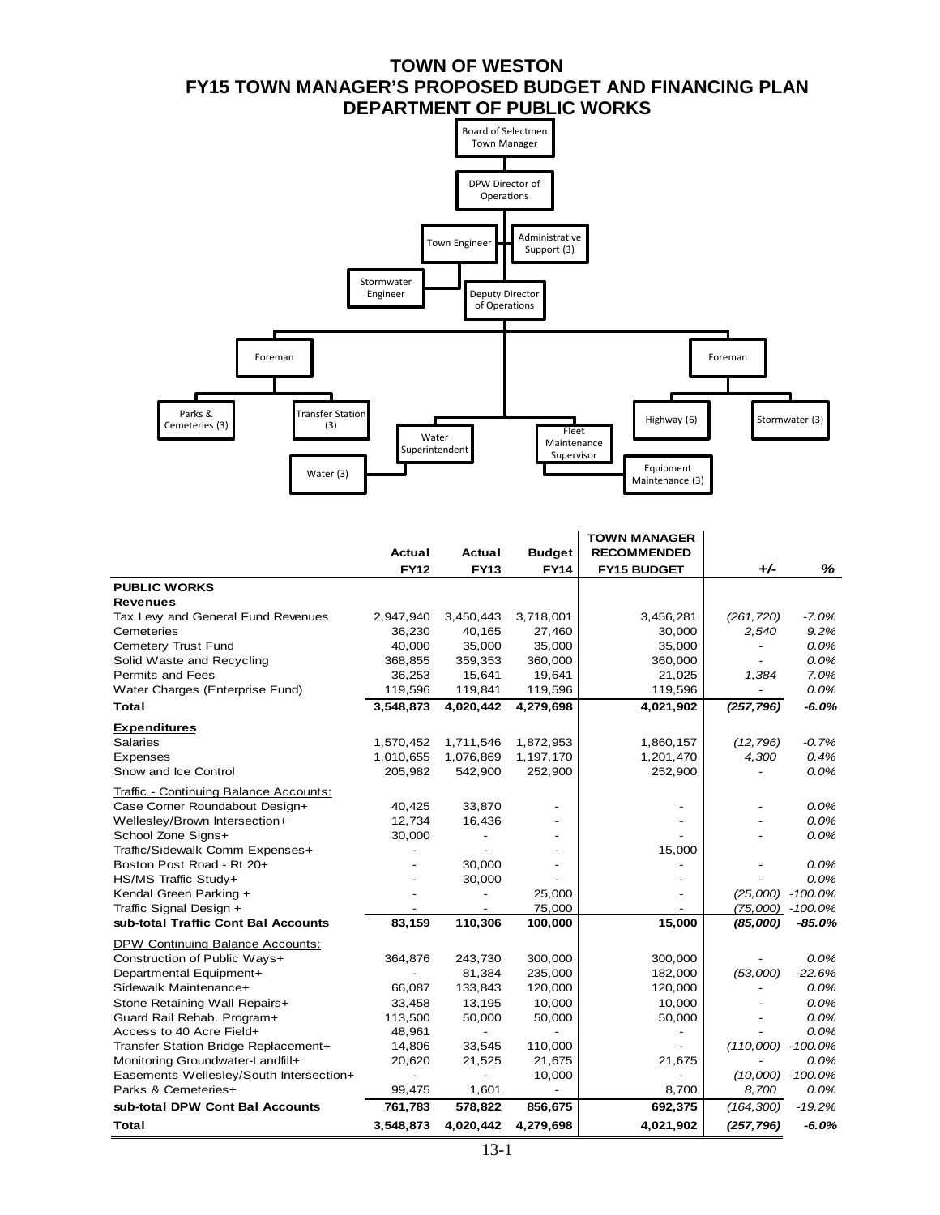# TOWN OF WESTON
## FY15 TOWN MANAGER'S PROPOSED BUDGET AND FINANCING PLAN
## DEPARTMENT OF PUBLIC WORKS

- Board of Selectmen / Town Manager
  - DPW Director of Operations
    - Town Engineer
      - Stormwater Engineer
    - Administrative Support (3)
    - Deputy Director of Operations
      - Foreman
        - Parks & Cemeteries (3)
        - Transfer Station (3)
      - Water Superintendent
        - Water (3)
      - Fleet Maintenance Supervisor
        - Equipment Maintenance (3)
      - Foreman
        - Highway (6)
        - Stormwater (3)

| | Actual FY12 | Actual FY13 | Budget FY14 | TOWN MANAGER RECOMMENDED FY15 BUDGET | +/- | % |
|---|---|---|---|---|---|---|
| **PUBLIC WORKS** | | | | | | |
| **Revenues** | | | | | | |
| Tax Levy and General Fund Revenues | 2,947,940 | 3,450,443 | 3,718,001 | 3,456,281 | *(261,720)* | *-7.0%* |
| Cemeteries | 36,230 | 40,165 | 27,460 | 30,000 | *2,540* | *9.2%* |
| Cemetery Trust Fund | 40,000 | 35,000 | 35,000 | 35,000 | - | *0.0%* |
| Solid Waste and Recycling | 368,855 | 359,353 | 360,000 | 360,000 | - | *0.0%* |
| Permits and Fees | 36,253 | 15,641 | 19,641 | 21,025 | *1,384* | *7.0%* |
| Water Charges (Enterprise Fund) | 119,596 | 119,841 | 119,596 | 119,596 | - | *0.0%* |
| **Total** | **3,548,873** | **4,020,442** | **4,279,698** | **4,021,902** | ***(257,796)*** | ***-6.0%*** |
| **Expenditures** | | | | | | |
| Salaries | 1,570,452 | 1,711,546 | 1,872,953 | 1,860,157 | *(12,796)* | *-0.7%* |
| Expenses | 1,010,655 | 1,076,869 | 1,197,170 | 1,201,470 | *4,300* | *0.4%* |
| Snow and Ice Control | 205,982 | 542,900 | 252,900 | 252,900 | - | *0.0%* |
| Traffic - Continuing Balance Accounts: | | | | | | |
| Case Corner Roundabout Design+ | 40,425 | 33,870 | - | - | - | *0.0%* |
| Wellesley/Brown Intersection+ | 12,734 | 16,436 | - | - | - | *0.0%* |
| School Zone Signs+ | 30,000 | - | - | - | - | *0.0%* |
| Traffic/Sidewalk Comm Expenses+ | - | - | - | 15,000 | | |
| Boston Post Road - Rt 20+ | - | 30,000 | - | - | - | *0.0%* |
| HS/MS Traffic Study+ | - | 30,000 | - | - | - | *0.0%* |
| Kendal Green Parking + | - | - | 25,000 | - | *(25,000)* | *-100.0%* |
| Traffic Signal Design + | - | - | 75,000 | - | *(75,000)* | *-100.0%* |
| **sub-total Traffic Cont Bal Accounts** | **83,159** | **110,306** | **100,000** | **15,000** | ***(85,000)*** | ***-85.0%*** |
| DPW Continuing Balance Accounts: | | | | | | |
| Construction of Public Ways+ | 364,876 | 243,730 | 300,000 | 300,000 | - | *0.0%* |
| Departmental Equipment+ | - | 81,384 | 235,000 | 182,000 | *(53,000)* | *-22.6%* |
| Sidewalk Maintenance+ | 66,087 | 133,843 | 120,000 | 120,000 | - | *0.0%* |
| Stone Retaining Wall Repairs+ | 33,458 | 13,195 | 10,000 | 10,000 | - | *0.0%* |
| Guard Rail Rehab. Program+ | 113,500 | 50,000 | 50,000 | 50,000 | - | *0.0%* |
| Access to 40 Acre Field+ | 48,961 | - | - | - | - | *0.0%* |
| Transfer Station Bridge Replacement+ | 14,806 | 33,545 | 110,000 | - | *(110,000)* | *-100.0%* |
| Monitoring Groundwater-Landfill+ | 20,620 | 21,525 | 21,675 | 21,675 | - | *0.0%* |
| Easements-Wellesley/South Intersection+ | - | - | 10,000 | - | *(10,000)* | *-100.0%* |
| Parks & Cemeteries+ | 99,475 | 1,601 | - | 8,700 | *8,700* | *0.0%* |
| **sub-total DPW Cont Bal Accounts** | **761,783** | **578,822** | **856,675** | **692,375** | *(164,300)* | *-19.2%* |
| **Total** | **3,548,873** | **4,020,442** | **4,279,698** | **4,021,902** | ***(257,796)*** | ***-6.0%*** |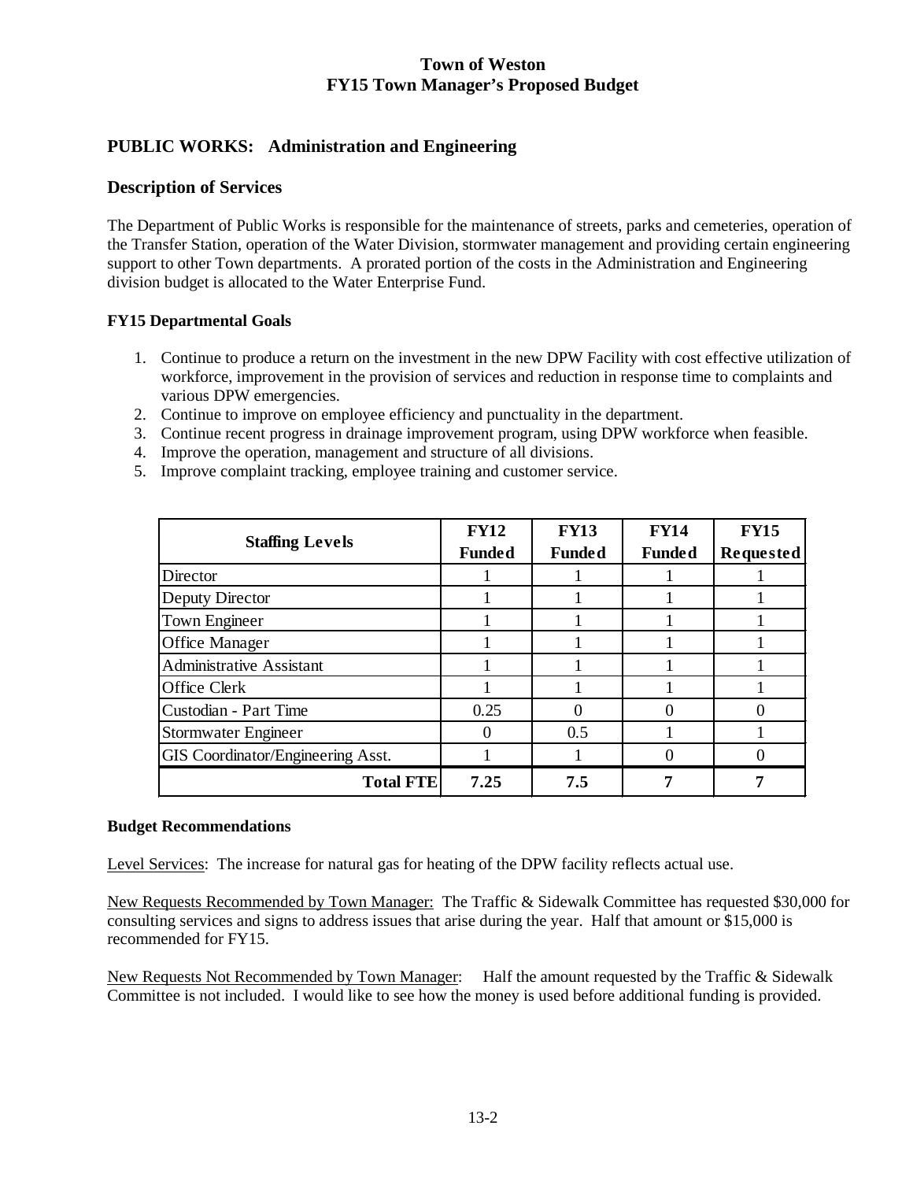# Town of Weston
# FY15 Town Manager's Proposed Budget

## PUBLIC WORKS: Administration and Engineering

## Description of Services

The Department of Public Works is responsible for the maintenance of streets, parks and cemeteries, operation of the Transfer Station, operation of the Water Division, stormwater management and providing certain engineering support to other Town departments. A prorated portion of the costs in the Administration and Engineering division budget is allocated to the Water Enterprise Fund.

### FY15 Departmental Goals

1. Continue to produce a return on the investment in the new DPW Facility with cost effective utilization of workforce, improvement in the provision of services and reduction in response time to complaints and various DPW emergencies.
2. Continue to improve on employee efficiency and punctuality in the department.
3. Continue recent progress in drainage improvement program, using DPW workforce when feasible.
4. Improve the operation, management and structure of all divisions.
5. Improve complaint tracking, employee training and customer service.

| Staffing Levels | FY12 Funded | FY13 Funded | FY14 Funded | FY15 Requested |
|---|---|---|---|---|
| Director | 1 | 1 | 1 | 1 |
| Deputy Director | 1 | 1 | 1 | 1 |
| Town Engineer | 1 | 1 | 1 | 1 |
| Office Manager | 1 | 1 | 1 | 1 |
| Administrative Assistant | 1 | 1 | 1 | 1 |
| Office Clerk | 1 | 1 | 1 | 1 |
| Custodian - Part Time | 0.25 | 0 | 0 | 0 |
| Stormwater Engineer | 0 | 0.5 | 1 | 1 |
| GIS Coordinator/Engineering Asst. | 1 | 1 | 0 | 0 |
| **Total FTE** | **7.25** | **7.5** | **7** | **7** |

### Budget Recommendations

Level Services: The increase for natural gas for heating of the DPW facility reflects actual use.

New Requests Recommended by Town Manager: The Traffic & Sidewalk Committee has requested $30,000 for consulting services and signs to address issues that arise during the year. Half that amount or $15,000 is recommended for FY15.

New Requests Not Recommended by Town Manager: Half the amount requested by the Traffic & Sidewalk Committee is not included. I would like to see how the money is used before additional funding is provided.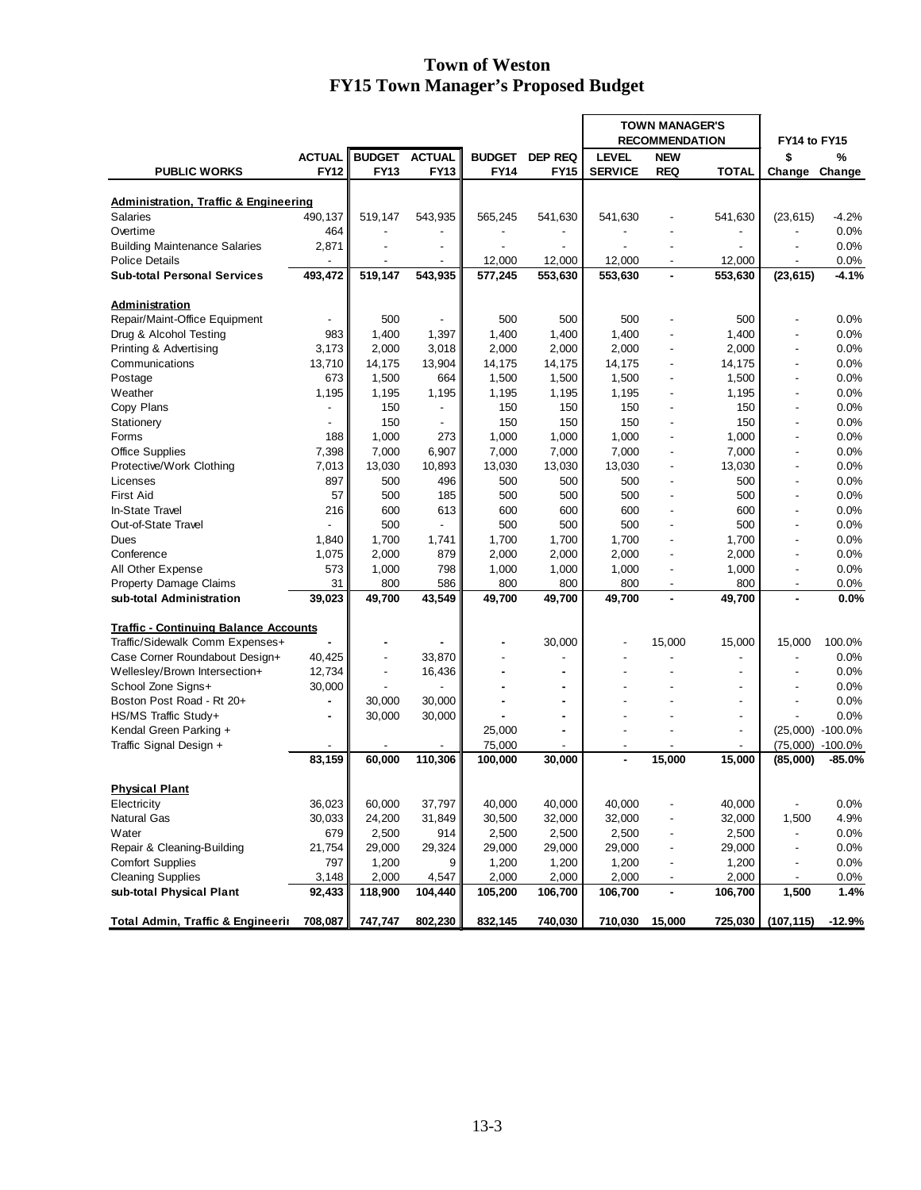# Town of Weston
## FY15 Town Manager's Proposed Budget

| PUBLIC WORKS | ACTUAL FY12 | BUDGET FY13 | ACTUAL FY13 | BUDGET FY14 | DEP REQ FY15 | TOWN MANAGER'S RECOMMENDATION LEVEL SERVICE | NEW REQ | TOTAL | FY14 to FY15 $ Change | % Change |
|---|---|---|---|---|---|---|---|---|---|---|
| **Administration, Traffic & Engineering** | | | | | | | | | | |
| Salaries | 490,137 | 519,147 | 543,935 | 565,245 | 541,630 | 541,630 | - | 541,630 | (23,615) | -4.2% |
| Overtime | 464 | - | - | - | - | - | - | - | - | 0.0% |
| Building Maintenance Salaries | 2,871 | - | - | - | - | - | - | - | - | 0.0% |
| Police Details | - | - | - | 12,000 | 12,000 | 12,000 | - | 12,000 | - | 0.0% |
| **Sub-total Personal Services** | **493,472** | **519,147** | **543,935** | **577,245** | **553,630** | **553,630** | **-** | **553,630** | **(23,615)** | **-4.1%** |
| **Administration** | | | | | | | | | | |
| Repair/Maint-Office Equipment | - | 500 | - | 500 | 500 | 500 | - | 500 | - | 0.0% |
| Drug & Alcohol Testing | 983 | 1,400 | 1,397 | 1,400 | 1,400 | 1,400 | - | 1,400 | - | 0.0% |
| Printing & Advertising | 3,173 | 2,000 | 3,018 | 2,000 | 2,000 | 2,000 | - | 2,000 | - | 0.0% |
| Communications | 13,710 | 14,175 | 13,904 | 14,175 | 14,175 | 14,175 | - | 14,175 | - | 0.0% |
| Postage | 673 | 1,500 | 664 | 1,500 | 1,500 | 1,500 | - | 1,500 | - | 0.0% |
| Weather | 1,195 | 1,195 | 1,195 | 1,195 | 1,195 | 1,195 | - | 1,195 | - | 0.0% |
| Copy Plans | - | 150 | - | 150 | 150 | 150 | - | 150 | - | 0.0% |
| Stationery | - | 150 | - | 150 | 150 | 150 | - | 150 | - | 0.0% |
| Forms | 188 | 1,000 | 273 | 1,000 | 1,000 | 1,000 | - | 1,000 | - | 0.0% |
| Office Supplies | 7,398 | 7,000 | 6,907 | 7,000 | 7,000 | 7,000 | - | 7,000 | - | 0.0% |
| Protective/Work Clothing | 7,013 | 13,030 | 10,893 | 13,030 | 13,030 | 13,030 | - | 13,030 | - | 0.0% |
| Licenses | 897 | 500 | 496 | 500 | 500 | 500 | - | 500 | - | 0.0% |
| First Aid | 57 | 500 | 185 | 500 | 500 | 500 | - | 500 | - | 0.0% |
| In-State Travel | 216 | 600 | 613 | 600 | 600 | 600 | - | 600 | - | 0.0% |
| Out-of-State Travel | - | 500 | - | 500 | 500 | 500 | - | 500 | - | 0.0% |
| Dues | 1,840 | 1,700 | 1,741 | 1,700 | 1,700 | 1,700 | - | 1,700 | - | 0.0% |
| Conference | 1,075 | 2,000 | 879 | 2,000 | 2,000 | 2,000 | - | 2,000 | - | 0.0% |
| All Other Expense | 573 | 1,000 | 798 | 1,000 | 1,000 | 1,000 | - | 1,000 | - | 0.0% |
| Property Damage Claims | 31 | 800 | 586 | 800 | 800 | 800 | - | 800 | - | 0.0% |
| **sub-total Administration** | **39,023** | **49,700** | **43,549** | **49,700** | **49,700** | **49,700** | **-** | **49,700** | **-** | **0.0%** |
| **Traffic - Continuing Balance Accounts** | | | | | | | | | | |
| Traffic/Sidewalk Comm Expenses+ | - | - | - | - | 30,000 | - | 15,000 | 15,000 | 15,000 | 100.0% |
| Case Corner Roundabout Design+ | 40,425 | - | 33,870 | - | - | - | - | - | - | 0.0% |
| Wellesley/Brown Intersection+ | 12,734 | - | 16,436 | - | - | - | - | - | - | 0.0% |
| School Zone Signs+ | 30,000 | - | - | - | - | - | - | - | - | 0.0% |
| Boston Post Road - Rt 20+ | - | 30,000 | 30,000 | - | - | - | - | - | - | 0.0% |
| HS/MS Traffic Study+ | - | 30,000 | 30,000 | - | - | - | - | - | - | 0.0% |
| Kendal Green Parking + | | | | 25,000 | - | - | - | - | (25,000) | -100.0% |
| Traffic Signal Design + | - | - | - | 75,000 | - | - | - | - | (75,000) | -100.0% |
| | **83,159** | **60,000** | **110,306** | **100,000** | **30,000** | **-** | **15,000** | **15,000** | **(85,000)** | **-85.0%** |
| **Physical Plant** | | | | | | | | | | |
| Electricity | 36,023 | 60,000 | 37,797 | 40,000 | 40,000 | 40,000 | - | 40,000 | - | 0.0% |
| Natural Gas | 30,033 | 24,200 | 31,849 | 30,500 | 32,000 | 32,000 | - | 32,000 | 1,500 | 4.9% |
| Water | 679 | 2,500 | 914 | 2,500 | 2,500 | 2,500 | - | 2,500 | - | 0.0% |
| Repair & Cleaning-Building | 21,754 | 29,000 | 29,324 | 29,000 | 29,000 | 29,000 | - | 29,000 | - | 0.0% |
| Comfort Supplies | 797 | 1,200 | 9 | 1,200 | 1,200 | 1,200 | - | 1,200 | - | 0.0% |
| Cleaning Supplies | 3,148 | 2,000 | 4,547 | 2,000 | 2,000 | 2,000 | - | 2,000 | - | 0.0% |
| **sub-total Physical Plant** | **92,433** | **118,900** | **104,440** | **105,200** | **106,700** | **106,700** | **-** | **106,700** | **1,500** | **1.4%** |
| **Total Admin, Traffic & Engineerin** | **708,087** | **747,747** | **802,230** | **832,145** | **740,030** | **710,030** | **15,000** | **725,030** | **(107,115)** | **-12.9%** |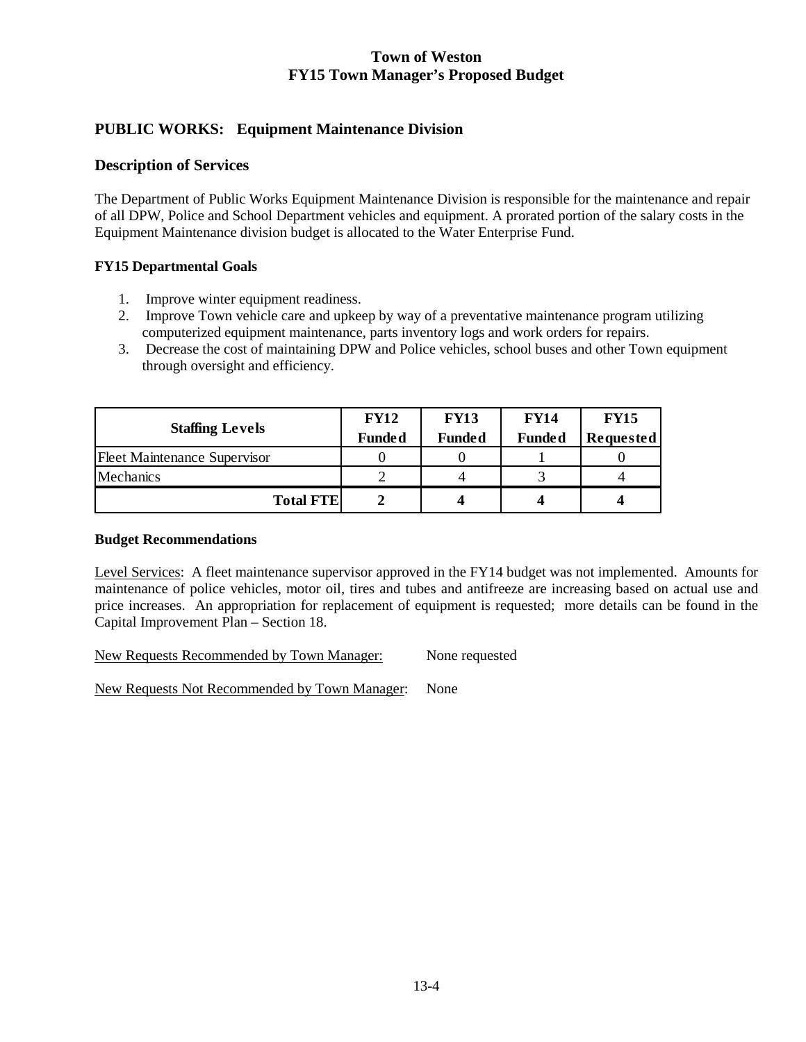# PUBLIC WORKS: Equipment Maintenance Division

## Description of Services

The Department of Public Works Equipment Maintenance Division is responsible for the maintenance and repair of all DPW, Police and School Department vehicles and equipment. A prorated portion of the salary costs in the Equipment Maintenance division budget is allocated to the Water Enterprise Fund.

### FY15 Departmental Goals

1. Improve winter equipment readiness.
2. Improve Town vehicle care and upkeep by way of a preventative maintenance program utilizing computerized equipment maintenance, parts inventory logs and work orders for repairs.
3. Decrease the cost of maintaining DPW and Police vehicles, school buses and other Town equipment through oversight and efficiency.

| Staffing Levels | FY12 Funded | FY13 Funded | FY14 Funded | FY15 Requested |
|---|---|---|---|---|
| Fleet Maintenance Supervisor | 0 | 0 | 1 | 0 |
| Mechanics | 2 | 4 | 3 | 4 |
| **Total FTE** | **2** | **4** | **4** | **4** |

### Budget Recommendations

Level Services: A fleet maintenance supervisor approved in the FY14 budget was not implemented. Amounts for maintenance of police vehicles, motor oil, tires and tubes and antifreeze are increasing based on actual use and price increases. An appropriation for replacement of equipment is requested; more details can be found in the Capital Improvement Plan – Section 18.

New Requests Recommended by Town Manager: None requested

New Requests Not Recommended by Town Manager: None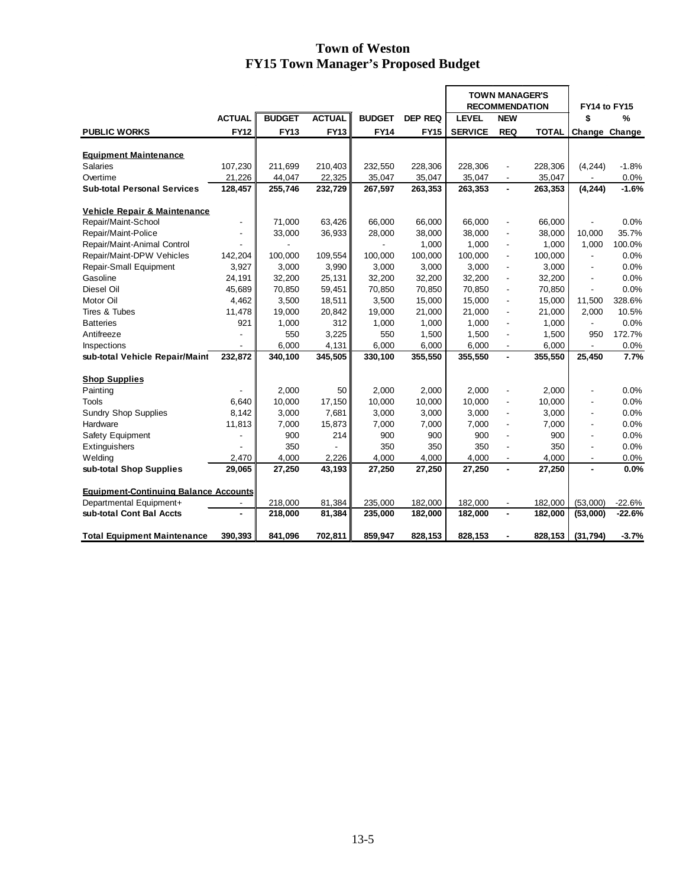# Town of Weston
## FY15 Town Manager's Proposed Budget

| PUBLIC WORKS | ACTUAL FY12 | BUDGET FY13 | ACTUAL FY13 | BUDGET FY14 | DEP REQ FY15 | TOWN MANAGER'S RECOMMENDATION LEVEL SERVICE | NEW REQ | TOTAL | FY14 to FY15 $ Change | % Change |
|---|---|---|---|---|---|---|---|---|---|---|
| **Equipment Maintenance** | | | | | | | | | | |
| Salaries | 107,230 | 211,699 | 210,403 | 232,550 | 228,306 | 228,306 | - | 228,306 | (4,244) | -1.8% |
| Overtime | 21,226 | 44,047 | 22,325 | 35,047 | 35,047 | 35,047 | - | 35,047 | - | 0.0% |
| **Sub-total Personal Services** | **128,457** | **255,746** | **232,729** | **267,597** | **263,353** | **263,353** | **-** | **263,353** | **(4,244)** | **-1.6%** |
| **Vehicle Repair & Maintenance** | | | | | | | | | | |
| Repair/Maint-School | - | 71,000 | 63,426 | 66,000 | 66,000 | 66,000 | - | 66,000 | - | 0.0% |
| Repair/Maint-Police | - | 33,000 | 36,933 | 28,000 | 38,000 | 38,000 | - | 38,000 | 10,000 | 35.7% |
| Repair/Maint-Animal Control | - | - | | - | 1,000 | 1,000 | - | 1,000 | 1,000 | 100.0% |
| Repair/Maint-DPW Vehicles | 142,204 | 100,000 | 109,554 | 100,000 | 100,000 | 100,000 | - | 100,000 | - | 0.0% |
| Repair-Small Equipment | 3,927 | 3,000 | 3,990 | 3,000 | 3,000 | 3,000 | - | 3,000 | - | 0.0% |
| Gasoline | 24,191 | 32,200 | 25,131 | 32,200 | 32,200 | 32,200 | - | 32,200 | - | 0.0% |
| Diesel Oil | 45,689 | 70,850 | 59,451 | 70,850 | 70,850 | 70,850 | - | 70,850 | - | 0.0% |
| Motor Oil | 4,462 | 3,500 | 18,511 | 3,500 | 15,000 | 15,000 | - | 15,000 | 11,500 | 328.6% |
| Tires & Tubes | 11,478 | 19,000 | 20,842 | 19,000 | 21,000 | 21,000 | - | 21,000 | 2,000 | 10.5% |
| Batteries | 921 | 1,000 | 312 | 1,000 | 1,000 | 1,000 | - | 1,000 | - | 0.0% |
| Antifreeze | - | 550 | 3,225 | 550 | 1,500 | 1,500 | - | 1,500 | 950 | 172.7% |
| Inspections | - | 6,000 | 4,131 | 6,000 | 6,000 | 6,000 | - | 6,000 | - | 0.0% |
| **sub-total Vehicle Repair/Maint** | **232,872** | **340,100** | **345,505** | **330,100** | **355,550** | **355,550** | **-** | **355,550** | **25,450** | **7.7%** |
| **Shop Supplies** | | | | | | | | | | |
| Painting | - | 2,000 | 50 | 2,000 | 2,000 | 2,000 | - | 2,000 | - | 0.0% |
| Tools | 6,640 | 10,000 | 17,150 | 10,000 | 10,000 | 10,000 | - | 10,000 | - | 0.0% |
| Sundry Shop Supplies | 8,142 | 3,000 | 7,681 | 3,000 | 3,000 | 3,000 | - | 3,000 | - | 0.0% |
| Hardware | 11,813 | 7,000 | 15,873 | 7,000 | 7,000 | 7,000 | - | 7,000 | - | 0.0% |
| Safety Equipment | - | 900 | 214 | 900 | 900 | 900 | - | 900 | - | 0.0% |
| Extinguishers | - | 350 | - | 350 | 350 | 350 | - | 350 | - | 0.0% |
| Welding | 2,470 | 4,000 | 2,226 | 4,000 | 4,000 | 4,000 | - | 4,000 | - | 0.0% |
| **sub-total Shop Supplies** | **29,065** | **27,250** | **43,193** | **27,250** | **27,250** | **27,250** | **-** | **27,250** | **-** | **0.0%** |
| **Equipment-Continuing Balance Accounts** | | | | | | | | | | |
| Departmental Equipment+ | - | 218,000 | 81,384 | 235,000 | 182,000 | 182,000 | - | 182,000 | (53,000) | -22.6% |
| **sub-total Cont Bal Accts** | **-** | **218,000** | **81,384** | **235,000** | **182,000** | **182,000** | **-** | **182,000** | **(53,000)** | **-22.6%** |
| **Total Equipment Maintenance** | **390,393** | **841,096** | **702,811** | **859,947** | **828,153** | **828,153** | **-** | **828,153** | **(31,794)** | **-3.7%** |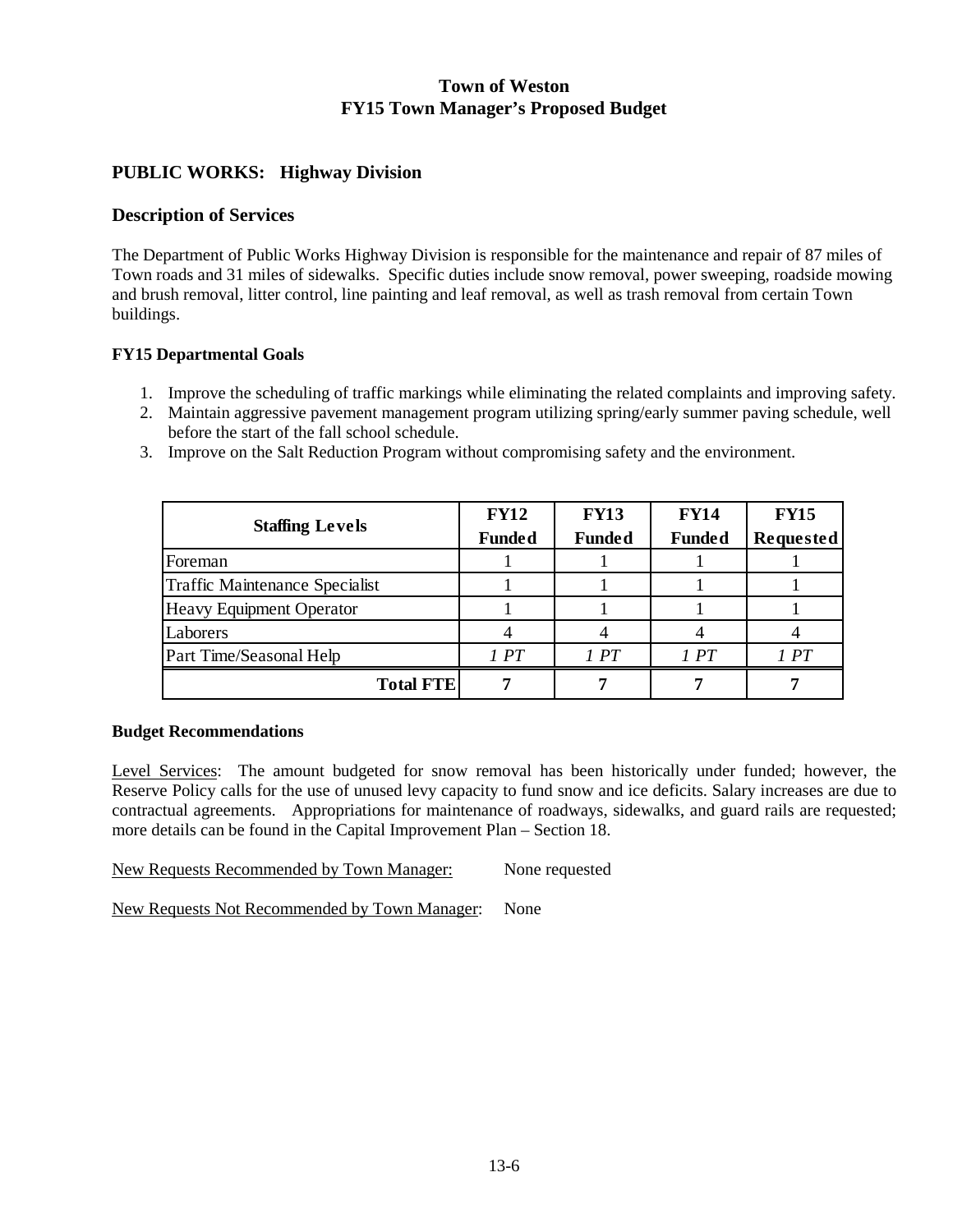**Town of Weston**
**FY15 Town Manager's Proposed Budget**

## PUBLIC WORKS: Highway Division

### Description of Services

The Department of Public Works Highway Division is responsible for the maintenance and repair of 87 miles of Town roads and 31 miles of sidewalks. Specific duties include snow removal, power sweeping, roadside mowing and brush removal, litter control, line painting and leaf removal, as well as trash removal from certain Town buildings.

**FY15 Departmental Goals**

1. Improve the scheduling of traffic markings while eliminating the related complaints and improving safety.
2. Maintain aggressive pavement management program utilizing spring/early summer paving schedule, well before the start of the fall school schedule.
3. Improve on the Salt Reduction Program without compromising safety and the environment.

| Staffing Levels | FY12 Funded | FY13 Funded | FY14 Funded | FY15 Requested |
|---|---|---|---|---|
| Foreman | 1 | 1 | 1 | 1 |
| Traffic Maintenance Specialist | 1 | 1 | 1 | 1 |
| Heavy Equipment Operator | 1 | 1 | 1 | 1 |
| Laborers | 4 | 4 | 4 | 4 |
| Part Time/Seasonal Help | *1 PT* | *1 PT* | *1 PT* | *1 PT* |
| **Total FTE** | **7** | **7** | **7** | **7** |

**Budget Recommendations**

Level Services: The amount budgeted for snow removal has been historically under funded; however, the Reserve Policy calls for the use of unused levy capacity to fund snow and ice deficits. Salary increases are due to contractual agreements. Appropriations for maintenance of roadways, sidewalks, and guard rails are requested; more details can be found in the Capital Improvement Plan – Section 18.

New Requests Recommended by Town Manager: None requested

New Requests Not Recommended by Town Manager: None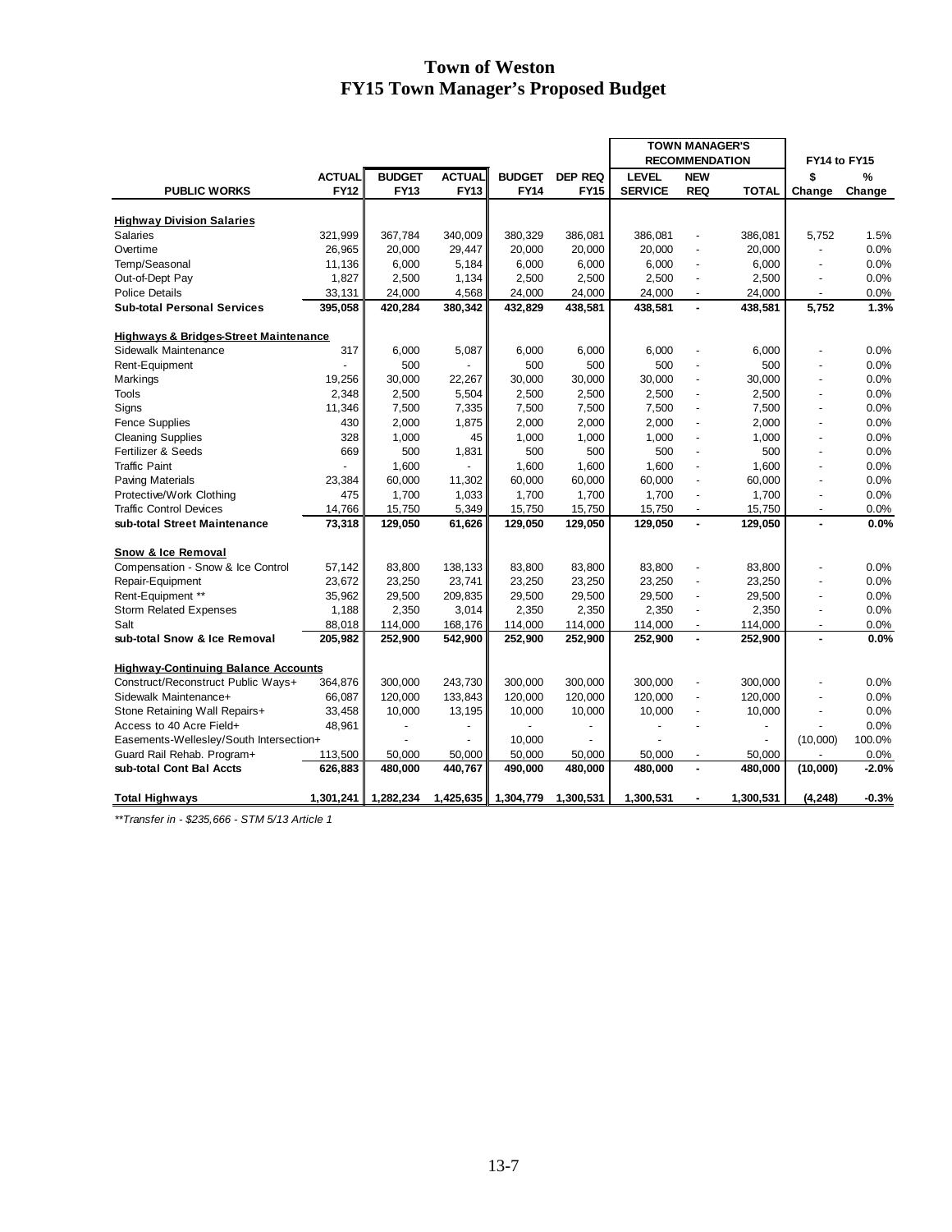# Town of Weston
## FY15 Town Manager's Proposed Budget

| PUBLIC WORKS | ACTUAL FY12 | BUDGET FY13 | ACTUAL FY13 | BUDGET FY14 | DEP REQ FY15 | TOWN MANAGER'S RECOMMENDATION LEVEL SERVICE | NEW REQ | TOTAL | FY14 to FY15 $ Change | % Change |
|---|---|---|---|---|---|---|---|---|---|---|
| **Highway Division Salaries** | | | | | | | | | | |
| Salaries | 321,999 | 367,784 | 340,009 | 380,329 | 386,081 | 386,081 | - | 386,081 | 5,752 | 1.5% |
| Overtime | 26,965 | 20,000 | 29,447 | 20,000 | 20,000 | 20,000 | - | 20,000 | - | 0.0% |
| Temp/Seasonal | 11,136 | 6,000 | 5,184 | 6,000 | 6,000 | 6,000 | - | 6,000 | - | 0.0% |
| Out-of-Dept Pay | 1,827 | 2,500 | 1,134 | 2,500 | 2,500 | 2,500 | - | 2,500 | - | 0.0% |
| Police Details | 33,131 | 24,000 | 4,568 | 24,000 | 24,000 | 24,000 | - | 24,000 | - | 0.0% |
| **Sub-total Personal Services** | **395,058** | **420,284** | **380,342** | **432,829** | **438,581** | **438,581** | **-** | **438,581** | **5,752** | **1.3%** |
| **Highways & Bridges-Street Maintenance** | | | | | | | | | | |
| Sidewalk Maintenance | 317 | 6,000 | 5,087 | 6,000 | 6,000 | 6,000 | - | 6,000 | - | 0.0% |
| Rent-Equipment | - | 500 | - | 500 | 500 | 500 | - | 500 | - | 0.0% |
| Markings | 19,256 | 30,000 | 22,267 | 30,000 | 30,000 | 30,000 | - | 30,000 | - | 0.0% |
| Tools | 2,348 | 2,500 | 5,504 | 2,500 | 2,500 | 2,500 | - | 2,500 | - | 0.0% |
| Signs | 11,346 | 7,500 | 7,335 | 7,500 | 7,500 | 7,500 | - | 7,500 | - | 0.0% |
| Fence Supplies | 430 | 2,000 | 1,875 | 2,000 | 2,000 | 2,000 | - | 2,000 | - | 0.0% |
| Cleaning Supplies | 328 | 1,000 | 45 | 1,000 | 1,000 | 1,000 | - | 1,000 | - | 0.0% |
| Fertilizer & Seeds | 669 | 500 | 1,831 | 500 | 500 | 500 | - | 500 | - | 0.0% |
| Traffic Paint | - | 1,600 | - | 1,600 | 1,600 | 1,600 | - | 1,600 | - | 0.0% |
| Paving Materials | 23,384 | 60,000 | 11,302 | 60,000 | 60,000 | 60,000 | - | 60,000 | - | 0.0% |
| Protective/Work Clothing | 475 | 1,700 | 1,033 | 1,700 | 1,700 | 1,700 | - | 1,700 | - | 0.0% |
| Traffic Control Devices | 14,766 | 15,750 | 5,349 | 15,750 | 15,750 | 15,750 | - | 15,750 | - | 0.0% |
| **sub-total Street Maintenance** | **73,318** | **129,050** | **61,626** | **129,050** | **129,050** | **129,050** | **-** | **129,050** | **-** | **0.0%** |
| **Snow & Ice Removal** | | | | | | | | | | |
| Compensation - Snow & Ice Control | 57,142 | 83,800 | 138,133 | 83,800 | 83,800 | 83,800 | - | 83,800 | - | 0.0% |
| Repair-Equipment | 23,672 | 23,250 | 23,741 | 23,250 | 23,250 | 23,250 | - | 23,250 | - | 0.0% |
| Rent-Equipment ** | 35,962 | 29,500 | 209,835 | 29,500 | 29,500 | 29,500 | - | 29,500 | - | 0.0% |
| Storm Related Expenses | 1,188 | 2,350 | 3,014 | 2,350 | 2,350 | 2,350 | - | 2,350 | - | 0.0% |
| Salt | 88,018 | 114,000 | 168,176 | 114,000 | 114,000 | 114,000 | - | 114,000 | - | 0.0% |
| **sub-total Snow & Ice Removal** | **205,982** | **252,900** | **542,900** | **252,900** | **252,900** | **252,900** | **-** | **252,900** | **-** | **0.0%** |
| **Highway-Continuing Balance Accounts** | | | | | | | | | | |
| Construct/Reconstruct Public Ways+ | 364,876 | 300,000 | 243,730 | 300,000 | 300,000 | 300,000 | - | 300,000 | - | 0.0% |
| Sidewalk Maintenance+ | 66,087 | 120,000 | 133,843 | 120,000 | 120,000 | 120,000 | - | 120,000 | - | 0.0% |
| Stone Retaining Wall Repairs+ | 33,458 | 10,000 | 13,195 | 10,000 | 10,000 | 10,000 | - | 10,000 | - | 0.0% |
| Access to 40 Acre Field+ | 48,961 | - | - | - | - | - | - | - | - | 0.0% |
| Easements-Wellesley/South Intersection+ | | - | - | 10,000 | - | - | | - | (10,000) | 100.0% |
| Guard Rail Rehab. Program+ | 113,500 | 50,000 | 50,000 | 50,000 | 50,000 | 50,000 | - | 50,000 | - | 0.0% |
| **sub-total Cont Bal Accts** | **626,883** | **480,000** | **440,767** | **490,000** | **480,000** | **480,000** | **-** | **480,000** | **(10,000)** | **-2.0%** |
| **Total Highways** | **1,301,241** | **1,282,234** | **1,425,635** | **1,304,779** | **1,300,531** | **1,300,531** | **-** | **1,300,531** | **(4,248)** | **-0.3%** |

*\*\*Transfer in - $235,666 - STM 5/13 Article 1*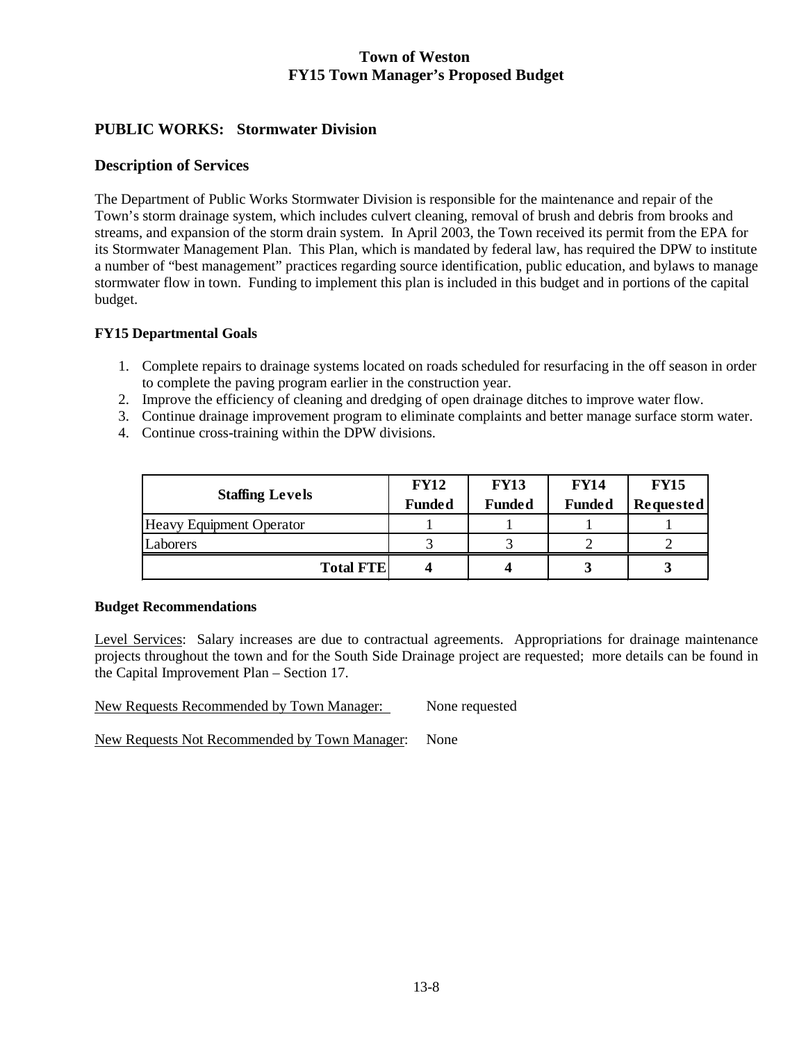## PUBLIC WORKS: Stormwater Division

### Description of Services

The Department of Public Works Stormwater Division is responsible for the maintenance and repair of the Town's storm drainage system, which includes culvert cleaning, removal of brush and debris from brooks and streams, and expansion of the storm drain system. In April 2003, the Town received its permit from the EPA for its Stormwater Management Plan. This Plan, which is mandated by federal law, has required the DPW to institute a number of "best management" practices regarding source identification, public education, and bylaws to manage stormwater flow in town. Funding to implement this plan is included in this budget and in portions of the capital budget.

**FY15 Departmental Goals**

1. Complete repairs to drainage systems located on roads scheduled for resurfacing in the off season in order to complete the paving program earlier in the construction year.
2. Improve the efficiency of cleaning and dredging of open drainage ditches to improve water flow.
3. Continue drainage improvement program to eliminate complaints and better manage surface storm water.
4. Continue cross-training within the DPW divisions.

| Staffing Levels | FY12 Funded | FY13 Funded | FY14 Funded | FY15 Requested |
|---|---|---|---|---|
| Heavy Equipment Operator | 1 | 1 | 1 | 1 |
| Laborers | 3 | 3 | 2 | 2 |
| **Total FTE** | **4** | **4** | **3** | **3** |

**Budget Recommendations**

Level Services: Salary increases are due to contractual agreements. Appropriations for drainage maintenance projects throughout the town and for the South Side Drainage project are requested; more details can be found in the Capital Improvement Plan – Section 17.

New Requests Recommended by Town Manager: None requested

New Requests Not Recommended by Town Manager: None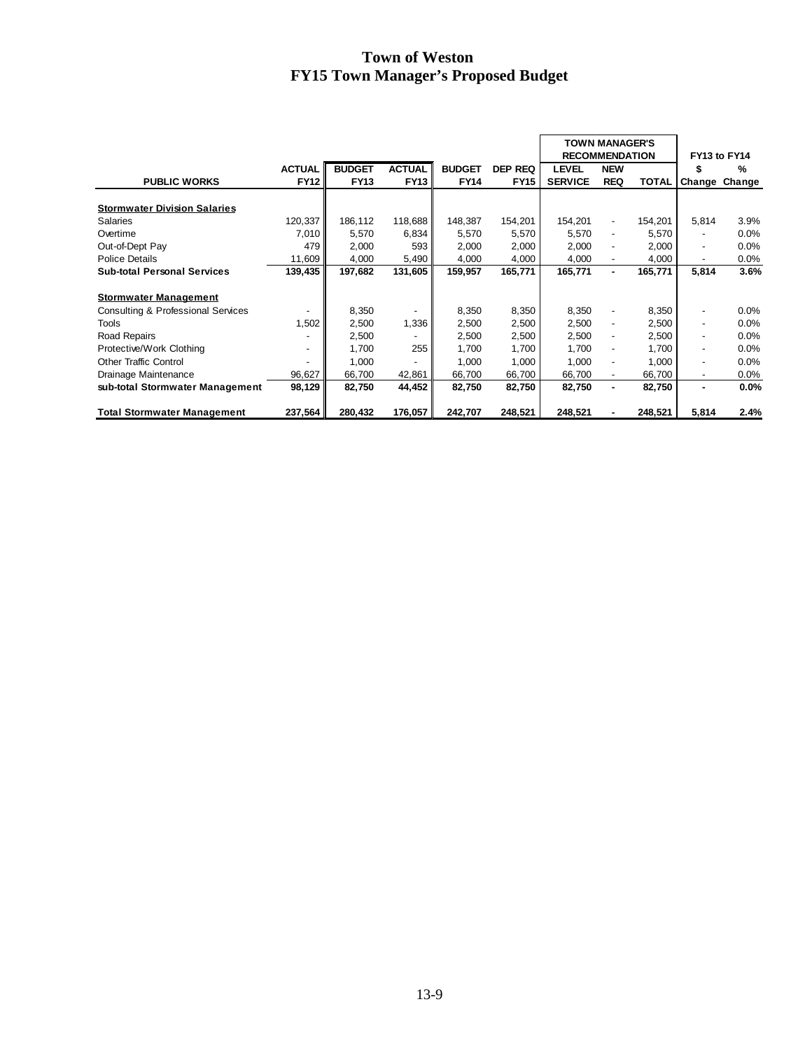# Town of Weston
# FY15 Town Manager's Proposed Budget

| | | | | | | TOWN MANAGER'S RECOMMENDATION | | | FY13 to FY14 | |
|---|---|---|---|---|---|---|---|---|---|---|
| **PUBLIC WORKS** | **ACTUAL FY12** | **BUDGET FY13** | **ACTUAL FY13** | **BUDGET FY14** | **DEP REQ FY15** | **LEVEL SERVICE** | **NEW REQ** | **TOTAL** | **$ Change** | **% Change** |
| **Stormwater Division Salaries** | | | | | | | | | | |
| Salaries | 120,337 | 186,112 | 118,688 | 148,387 | 154,201 | 154,201 | - | 154,201 | 5,814 | 3.9% |
| Overtime | 7,010 | 5,570 | 6,834 | 5,570 | 5,570 | 5,570 | - | 5,570 | - | 0.0% |
| Out-of-Dept Pay | 479 | 2,000 | 593 | 2,000 | 2,000 | 2,000 | - | 2,000 | - | 0.0% |
| Police Details | 11,609 | 4,000 | 5,490 | 4,000 | 4,000 | 4,000 | - | 4,000 | - | 0.0% |
| **Sub-total Personal Services** | **139,435** | **197,682** | **131,605** | **159,957** | **165,771** | **165,771** | **-** | **165,771** | **5,814** | **3.6%** |
| **Stormwater Management** | | | | | | | | | | |
| Consulting & Professional Services | - | 8,350 | - | 8,350 | 8,350 | 8,350 | - | 8,350 | - | 0.0% |
| Tools | 1,502 | 2,500 | 1,336 | 2,500 | 2,500 | 2,500 | - | 2,500 | - | 0.0% |
| Road Repairs | - | 2,500 | - | 2,500 | 2,500 | 2,500 | - | 2,500 | - | 0.0% |
| Protective/Work Clothing | - | 1,700 | 255 | 1,700 | 1,700 | 1,700 | - | 1,700 | - | 0.0% |
| Other Traffic Control | - | 1,000 | - | 1,000 | 1,000 | 1,000 | - | 1,000 | - | 0.0% |
| Drainage Maintenance | 96,627 | 66,700 | 42,861 | 66,700 | 66,700 | 66,700 | - | 66,700 | - | 0.0% |
| **sub-total Stormwater Management** | **98,129** | **82,750** | **44,452** | **82,750** | **82,750** | **82,750** | **-** | **82,750** | **-** | **0.0%** |
| **Total Stormwater Management** | **237,564** | **280,432** | **176,057** | **242,707** | **248,521** | **248,521** | **-** | **248,521** | **5,814** | **2.4%** |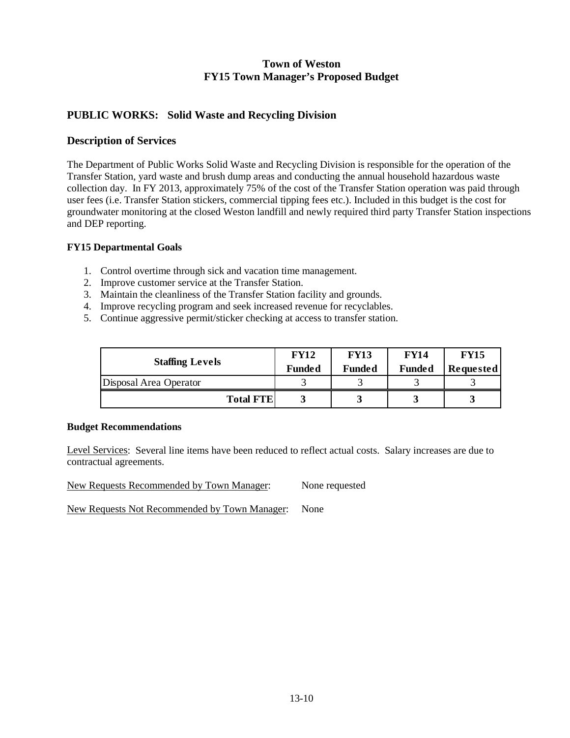# Town of Weston
# FY15 Town Manager's Proposed Budget

## PUBLIC WORKS: Solid Waste and Recycling Division

### Description of Services

The Department of Public Works Solid Waste and Recycling Division is responsible for the operation of the Transfer Station, yard waste and brush dump areas and conducting the annual household hazardous waste collection day. In FY 2013, approximately 75% of the cost of the Transfer Station operation was paid through user fees (i.e. Transfer Station stickers, commercial tipping fees etc.). Included in this budget is the cost for groundwater monitoring at the closed Weston landfill and newly required third party Transfer Station inspections and DEP reporting.

**FY15 Departmental Goals**

1. Control overtime through sick and vacation time management.
2. Improve customer service at the Transfer Station.
3. Maintain the cleanliness of the Transfer Station facility and grounds.
4. Improve recycling program and seek increased revenue for recyclables.
5. Continue aggressive permit/sticker checking at access to transfer station.

| Staffing Levels | FY12 Funded | FY13 Funded | FY14 Funded | FY15 Requested |
|---|---|---|---|---|
| Disposal Area Operator | 3 | 3 | 3 | 3 |
| **Total FTE** | **3** | **3** | **3** | **3** |

**Budget Recommendations**

Level Services: Several line items have been reduced to reflect actual costs. Salary increases are due to contractual agreements.

New Requests Recommended by Town Manager: None requested

New Requests Not Recommended by Town Manager: None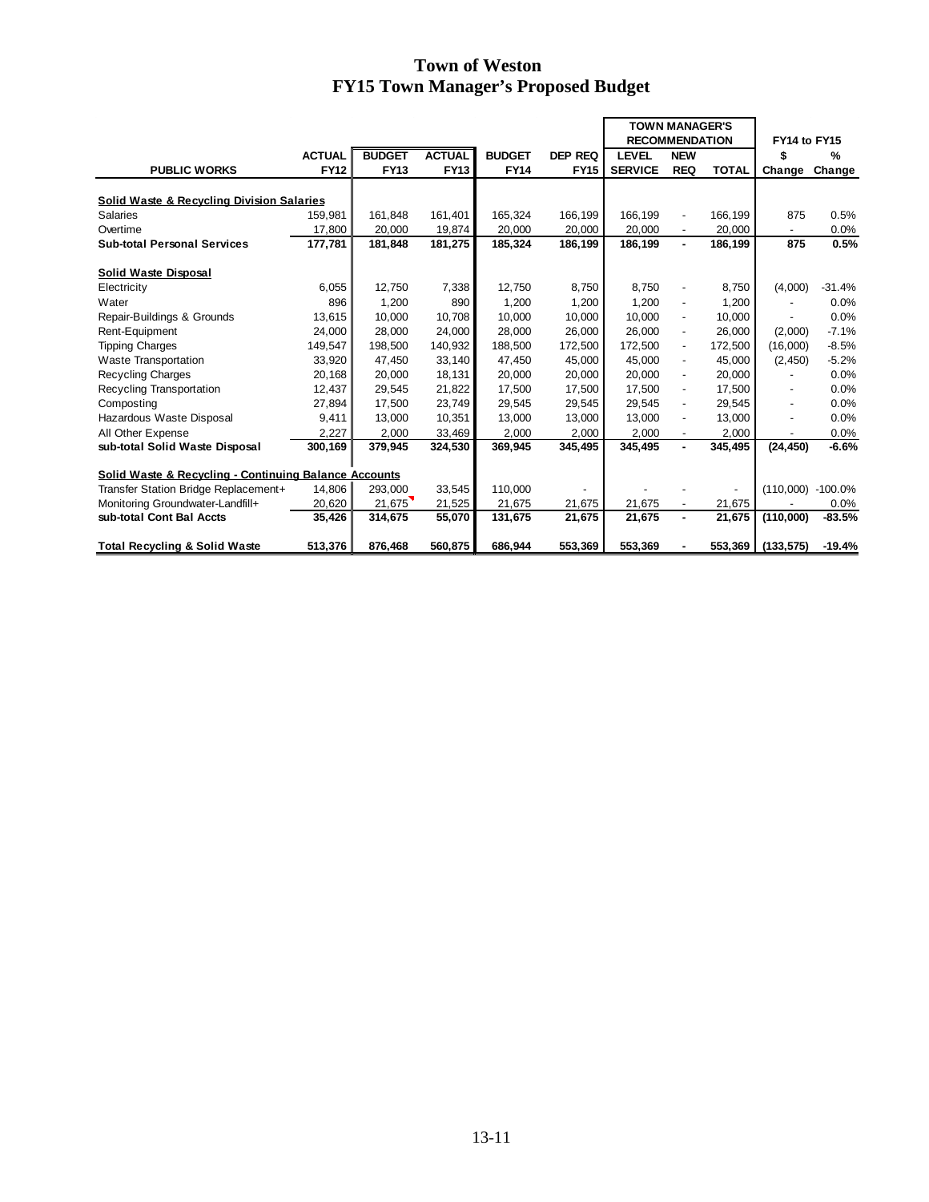# Town of Weston
## FY15 Town Manager's Proposed Budget

| PUBLIC WORKS | ACTUAL FY12 | BUDGET FY13 | ACTUAL FY13 | BUDGET FY14 | DEP REQ FY15 | TOWN MANAGER'S RECOMMENDATION LEVEL SERVICE | NEW REQ | TOTAL | FY14 to FY15 $ Change | % Change |
|---|---|---|---|---|---|---|---|---|---|---|
| **Solid Waste & Recycling Division Salaries** | | | | | | | | | | |
| Salaries | 159,981 | 161,848 | 161,401 | 165,324 | 166,199 | 166,199 | - | 166,199 | 875 | 0.5% |
| Overtime | 17,800 | 20,000 | 19,874 | 20,000 | 20,000 | 20,000 | - | 20,000 | - | 0.0% |
| **Sub-total Personal Services** | **177,781** | **181,848** | **181,275** | **185,324** | **186,199** | **186,199** | **-** | **186,199** | **875** | **0.5%** |
| **Solid Waste Disposal** | | | | | | | | | | |
| Electricity | 6,055 | 12,750 | 7,338 | 12,750 | 8,750 | 8,750 | - | 8,750 | (4,000) | -31.4% |
| Water | 896 | 1,200 | 890 | 1,200 | 1,200 | 1,200 | - | 1,200 | - | 0.0% |
| Repair-Buildings & Grounds | 13,615 | 10,000 | 10,708 | 10,000 | 10,000 | 10,000 | - | 10,000 | - | 0.0% |
| Rent-Equipment | 24,000 | 28,000 | 24,000 | 28,000 | 26,000 | 26,000 | - | 26,000 | (2,000) | -7.1% |
| Tipping Charges | 149,547 | 198,500 | 140,932 | 188,500 | 172,500 | 172,500 | - | 172,500 | (16,000) | -8.5% |
| Waste Transportation | 33,920 | 47,450 | 33,140 | 47,450 | 45,000 | 45,000 | - | 45,000 | (2,450) | -5.2% |
| Recycling Charges | 20,168 | 20,000 | 18,131 | 20,000 | 20,000 | 20,000 | - | 20,000 | - | 0.0% |
| Recycling Transportation | 12,437 | 29,545 | 21,822 | 17,500 | 17,500 | 17,500 | - | 17,500 | - | 0.0% |
| Composting | 27,894 | 17,500 | 23,749 | 29,545 | 29,545 | 29,545 | - | 29,545 | - | 0.0% |
| Hazardous Waste Disposal | 9,411 | 13,000 | 10,351 | 13,000 | 13,000 | 13,000 | - | 13,000 | - | 0.0% |
| All Other Expense | 2,227 | 2,000 | 33,469 | 2,000 | 2,000 | 2,000 | - | 2,000 | - | 0.0% |
| **sub-total Solid Waste Disposal** | **300,169** | **379,945** | **324,530** | **369,945** | **345,495** | **345,495** | **-** | **345,495** | **(24,450)** | **-6.6%** |
| **Solid Waste & Recycling - Continuing Balance Accounts** | | | | | | | | | | |
| Transfer Station Bridge Replacement+ | 14,806 | 293,000 | 33,545 | 110,000 | - | - | - | - | (110,000) | -100.0% |
| Monitoring Groundwater-Landfill+ | 20,620 | 21,675 | 21,525 | 21,675 | 21,675 | 21,675 | - | 21,675 | - | 0.0% |
| **sub-total Cont Bal Accts** | **35,426** | **314,675** | **55,070** | **131,675** | **21,675** | **21,675** | **-** | **21,675** | **(110,000)** | **-83.5%** |
| **Total Recycling & Solid Waste** | **513,376** | **876,468** | **560,875** | **686,944** | **553,369** | **553,369** | **-** | **553,369** | **(133,575)** | **-19.4%** |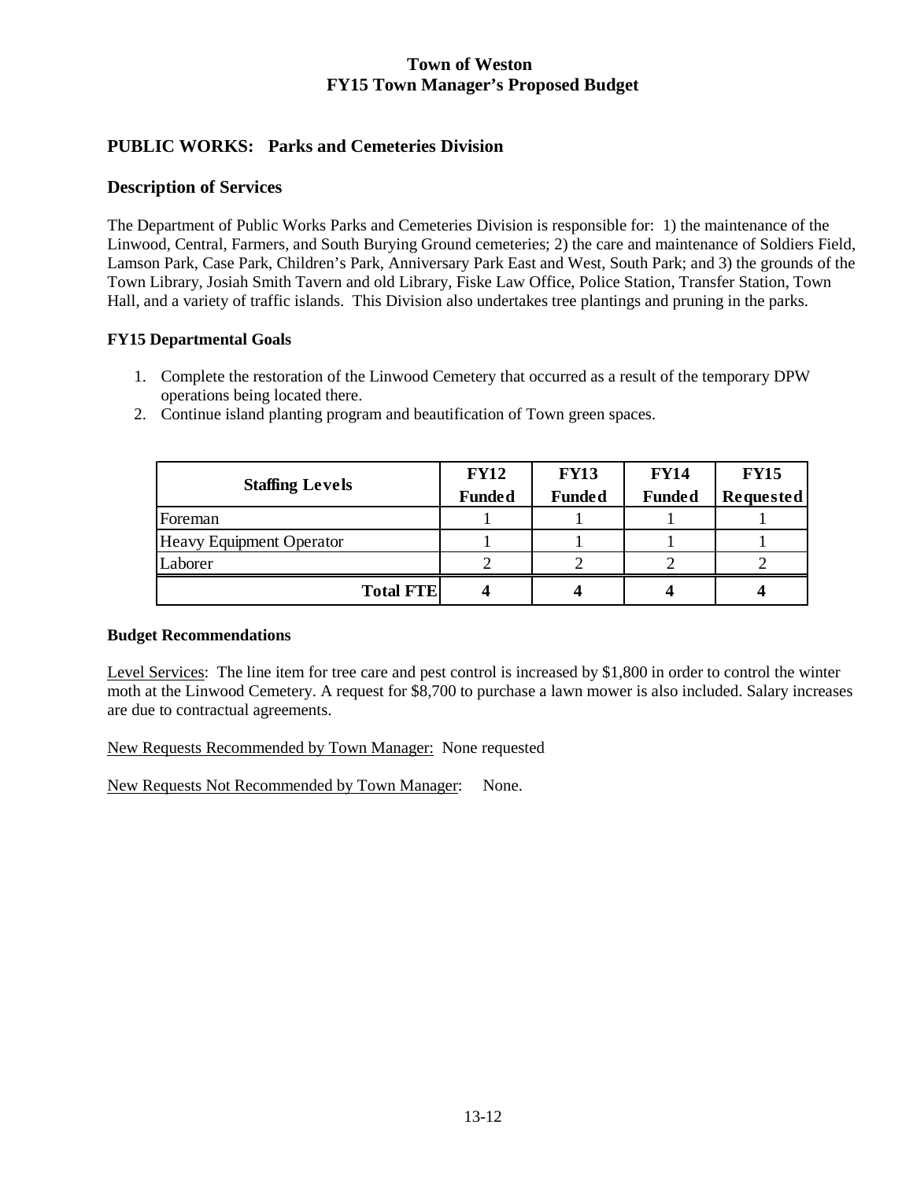# Town of Weston
# FY15 Town Manager's Proposed Budget

## PUBLIC WORKS: Parks and Cemeteries Division

## Description of Services

The Department of Public Works Parks and Cemeteries Division is responsible for: 1) the maintenance of the Linwood, Central, Farmers, and South Burying Ground cemeteries; 2) the care and maintenance of Soldiers Field, Lamson Park, Case Park, Children's Park, Anniversary Park East and West, South Park; and 3) the grounds of the Town Library, Josiah Smith Tavern and old Library, Fiske Law Office, Police Station, Transfer Station, Town Hall, and a variety of traffic islands. This Division also undertakes tree plantings and pruning in the parks.

### FY15 Departmental Goals

1. Complete the restoration of the Linwood Cemetery that occurred as a result of the temporary DPW operations being located there.
2. Continue island planting program and beautification of Town green spaces.

| Staffing Levels | FY12 Funded | FY13 Funded | FY14 Funded | FY15 Requested |
|---|---|---|---|---|
| Foreman | 1 | 1 | 1 | 1 |
| Heavy Equipment Operator | 1 | 1 | 1 | 1 |
| Laborer | 2 | 2 | 2 | 2 |
| **Total FTE** | **4** | **4** | **4** | **4** |

### Budget Recommendations

Level Services: The line item for tree care and pest control is increased by $1,800 in order to control the winter moth at the Linwood Cemetery. A request for $8,700 to purchase a lawn mower is also included. Salary increases are due to contractual agreements.

New Requests Recommended by Town Manager: None requested

New Requests Not Recommended by Town Manager: None.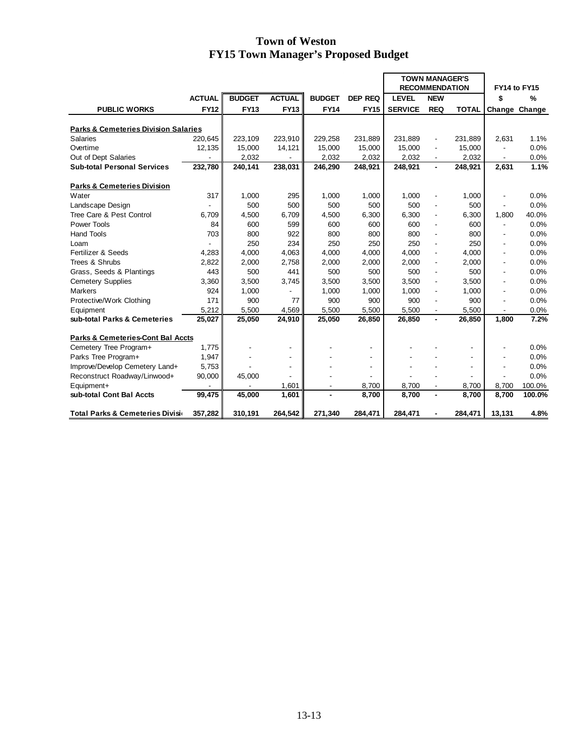# Town of Weston
## FY15 Town Manager's Proposed Budget

| | | | | | | TOWN MANAGER'S RECOMMENDATION | | | FY14 to FY15 | |
|---|---|---|---|---|---|---|---|---|---|---|
| | ACTUAL | BUDGET | ACTUAL | BUDGET | DEP REQ | LEVEL | NEW | | $ | % |
| PUBLIC WORKS | FY12 | FY13 | FY13 | FY14 | FY15 | SERVICE | REQ | TOTAL | Change | Change |
| **Parks & Cemeteries Division Salaries** | | | | | | | | | | |
| Salaries | 220,645 | 223,109 | 223,910 | 229,258 | 231,889 | 231,889 | - | 231,889 | 2,631 | 1.1% |
| Overtime | 12,135 | 15,000 | 14,121 | 15,000 | 15,000 | 15,000 | - | 15,000 | - | 0.0% |
| Out of Dept Salaries | - | 2,032 | - | 2,032 | 2,032 | 2,032 | - | 2,032 | - | 0.0% |
| **Sub-total Personal Services** | **232,780** | **240,141** | **238,031** | **246,290** | **248,921** | **248,921** | **-** | **248,921** | **2,631** | **1.1%** |
| **Parks & Cemeteries Division** | | | | | | | | | | |
| Water | 317 | 1,000 | 295 | 1,000 | 1,000 | 1,000 | - | 1,000 | - | 0.0% |
| Landscape Design | - | 500 | 500 | 500 | 500 | 500 | - | 500 | - | 0.0% |
| Tree Care & Pest Control | 6,709 | 4,500 | 6,709 | 4,500 | 6,300 | 6,300 | - | 6,300 | 1,800 | 40.0% |
| Power Tools | 84 | 600 | 599 | 600 | 600 | 600 | - | 600 | - | 0.0% |
| Hand Tools | 703 | 800 | 922 | 800 | 800 | 800 | - | 800 | - | 0.0% |
| Loam | - | 250 | 234 | 250 | 250 | 250 | - | 250 | - | 0.0% |
| Fertilizer & Seeds | 4,283 | 4,000 | 4,063 | 4,000 | 4,000 | 4,000 | - | 4,000 | - | 0.0% |
| Trees & Shrubs | 2,822 | 2,000 | 2,758 | 2,000 | 2,000 | 2,000 | - | 2,000 | - | 0.0% |
| Grass, Seeds & Plantings | 443 | 500 | 441 | 500 | 500 | 500 | - | 500 | - | 0.0% |
| Cemetery Supplies | 3,360 | 3,500 | 3,745 | 3,500 | 3,500 | 3,500 | - | 3,500 | - | 0.0% |
| Markers | 924 | 1,000 | - | 1,000 | 1,000 | 1,000 | - | 1,000 | - | 0.0% |
| Protective/Work Clothing | 171 | 900 | 77 | 900 | 900 | 900 | - | 900 | - | 0.0% |
| Equipment | 5,212 | 5,500 | 4,569 | 5,500 | 5,500 | 5,500 | - | 5,500 | - | 0.0% |
| **sub-total Parks & Cemeteries** | **25,027** | **25,050** | **24,910** | **25,050** | **26,850** | **26,850** | **-** | **26,850** | **1,800** | **7.2%** |
| **Parks & Cemeteries-Cont Bal Accts** | | | | | | | | | | |
| Cemetery Tree Program+ | 1,775 | - | - | - | - | - | - | - | - | 0.0% |
| Parks Tree Program+ | 1,947 | - | - | - | - | - | - | - | - | 0.0% |
| Improve/Develop Cemetery Land+ | 5,753 | - | - | - | - | - | - | - | - | 0.0% |
| Reconstruct Roadway/Linwood+ | 90,000 | 45,000 | - | - | - | - | - | - | - | 0.0% |
| Equipment+ | - | - | 1,601 | - | 8,700 | 8,700 | - | 8,700 | 8,700 | 100.0% |
| **sub-total Cont Bal Accts** | **99,475** | **45,000** | **1,601** | **-** | **8,700** | **8,700** | **-** | **8,700** | **8,700** | **100.0%** |
| **Total Parks & Cemeteries Divisi** | **357,282** | **310,191** | **264,542** | **271,340** | **284,471** | **284,471** | **-** | **284,471** | **13,131** | **4.8%** |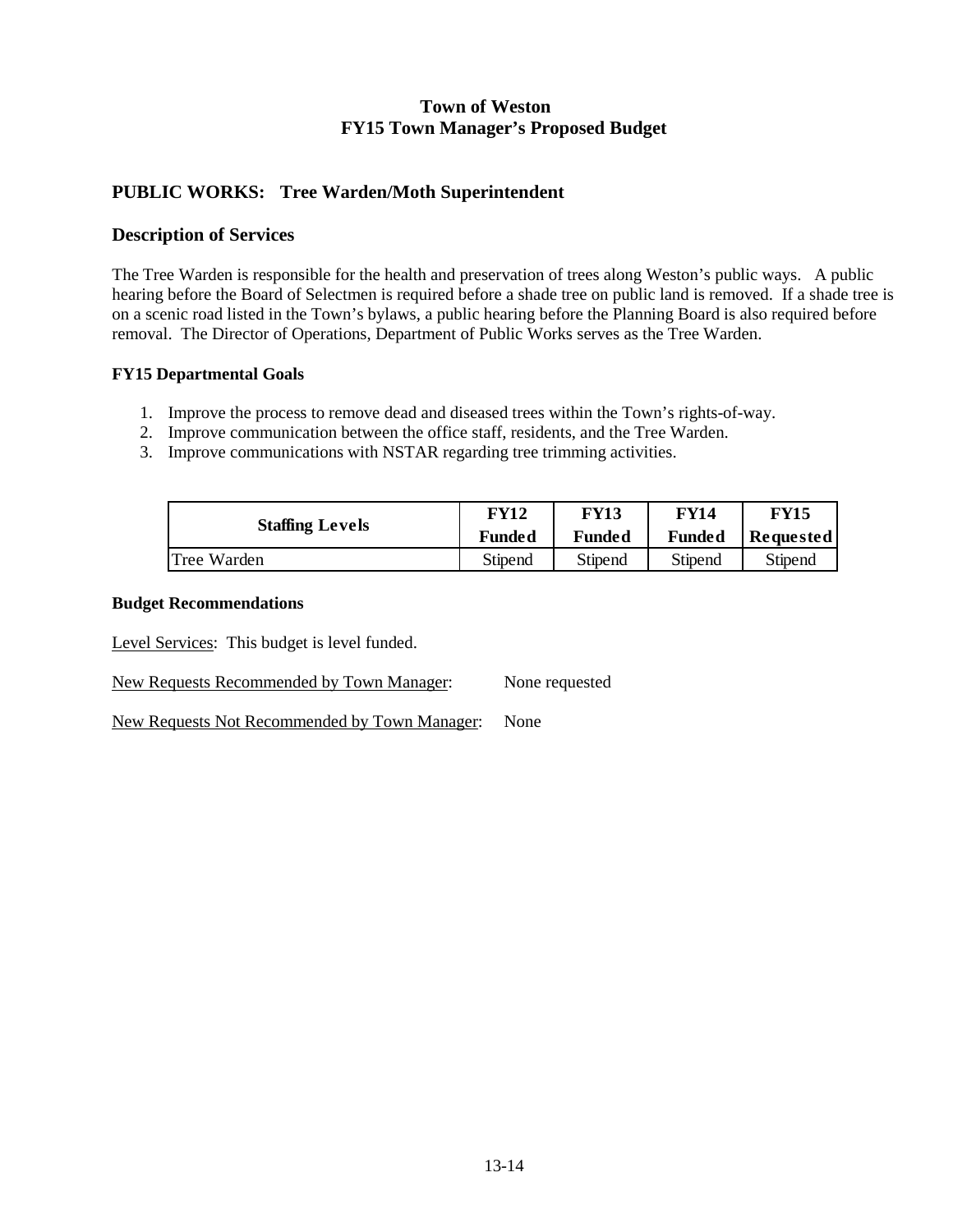# Town of Weston
# FY15 Town Manager's Proposed Budget

## PUBLIC WORKS: Tree Warden/Moth Superintendent

## Description of Services

The Tree Warden is responsible for the health and preservation of trees along Weston's public ways. A public hearing before the Board of Selectmen is required before a shade tree on public land is removed. If a shade tree is on a scenic road listed in the Town's bylaws, a public hearing before the Planning Board is also required before removal. The Director of Operations, Department of Public Works serves as the Tree Warden.

### FY15 Departmental Goals

1. Improve the process to remove dead and diseased trees within the Town's rights-of-way.
2. Improve communication between the office staff, residents, and the Tree Warden.
3. Improve communications with NSTAR regarding tree trimming activities.

| Staffing Levels | FY12 Funded | FY13 Funded | FY14 Funded | FY15 Requested |
|---|---|---|---|---|
| Tree Warden | Stipend | Stipend | Stipend | Stipend |

### Budget Recommendations

Level Services: This budget is level funded.

New Requests Recommended by Town Manager: None requested

New Requests Not Recommended by Town Manager: None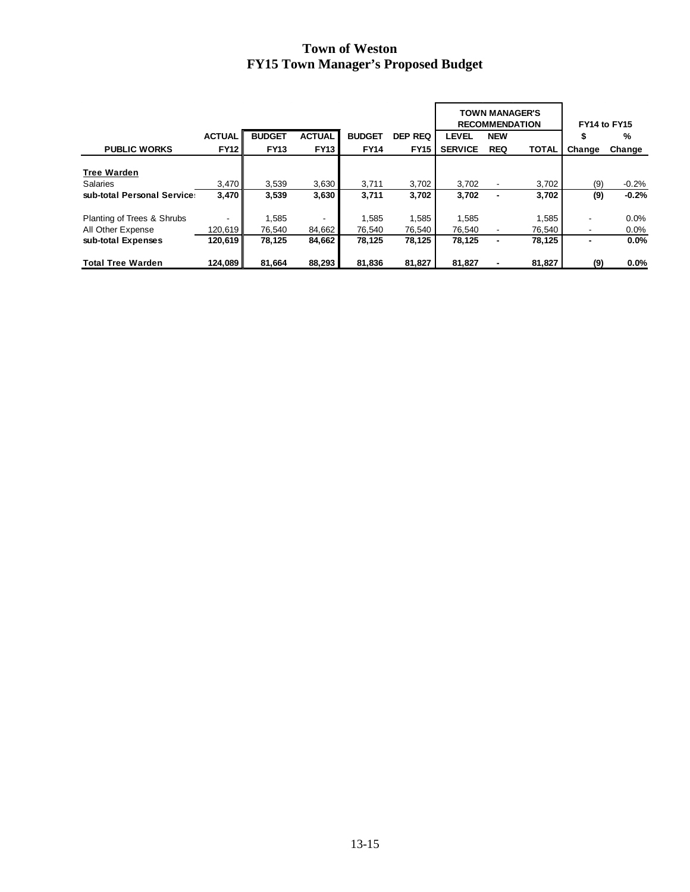# Town of Weston
## FY15 Town Manager's Proposed Budget

| | | | | | | TOWN MANAGER'S RECOMMENDATION | | | FY14 to FY15 | |
|---|---|---|---|---|---|---|---|---|---|---|
| | ACTUAL | BUDGET | ACTUAL | BUDGET | DEP REQ | LEVEL | NEW | | $ | % |
| **PUBLIC WORKS** | **FY12** | **FY13** | **FY13** | **FY14** | **FY15** | **SERVICE** | **REQ** | **TOTAL** | **Change** | **Change** |
| **Tree Warden** | | | | | | | | | | |
| Salaries | 3,470 | 3,539 | 3,630 | 3,711 | 3,702 | 3,702 | - | 3,702 | (9) | -0.2% |
| **sub-total Personal Services** | **3,470** | **3,539** | **3,630** | **3,711** | **3,702** | **3,702** | **-** | **3,702** | **(9)** | **-0.2%** |
| Planting of Trees & Shrubs | - | 1,585 | - | 1,585 | 1,585 | 1,585 | | 1,585 | - | 0.0% |
| All Other Expense | 120,619 | 76,540 | 84,662 | 76,540 | 76,540 | 76,540 | - | 76,540 | - | 0.0% |
| **sub-total Expenses** | **120,619** | **78,125** | **84,662** | **78,125** | **78,125** | **78,125** | **-** | **78,125** | **-** | **0.0%** |
| **Total Tree Warden** | **124,089** | **81,664** | **88,293** | **81,836** | **81,827** | **81,827** | **-** | **81,827** | **(9)** | **0.0%** |